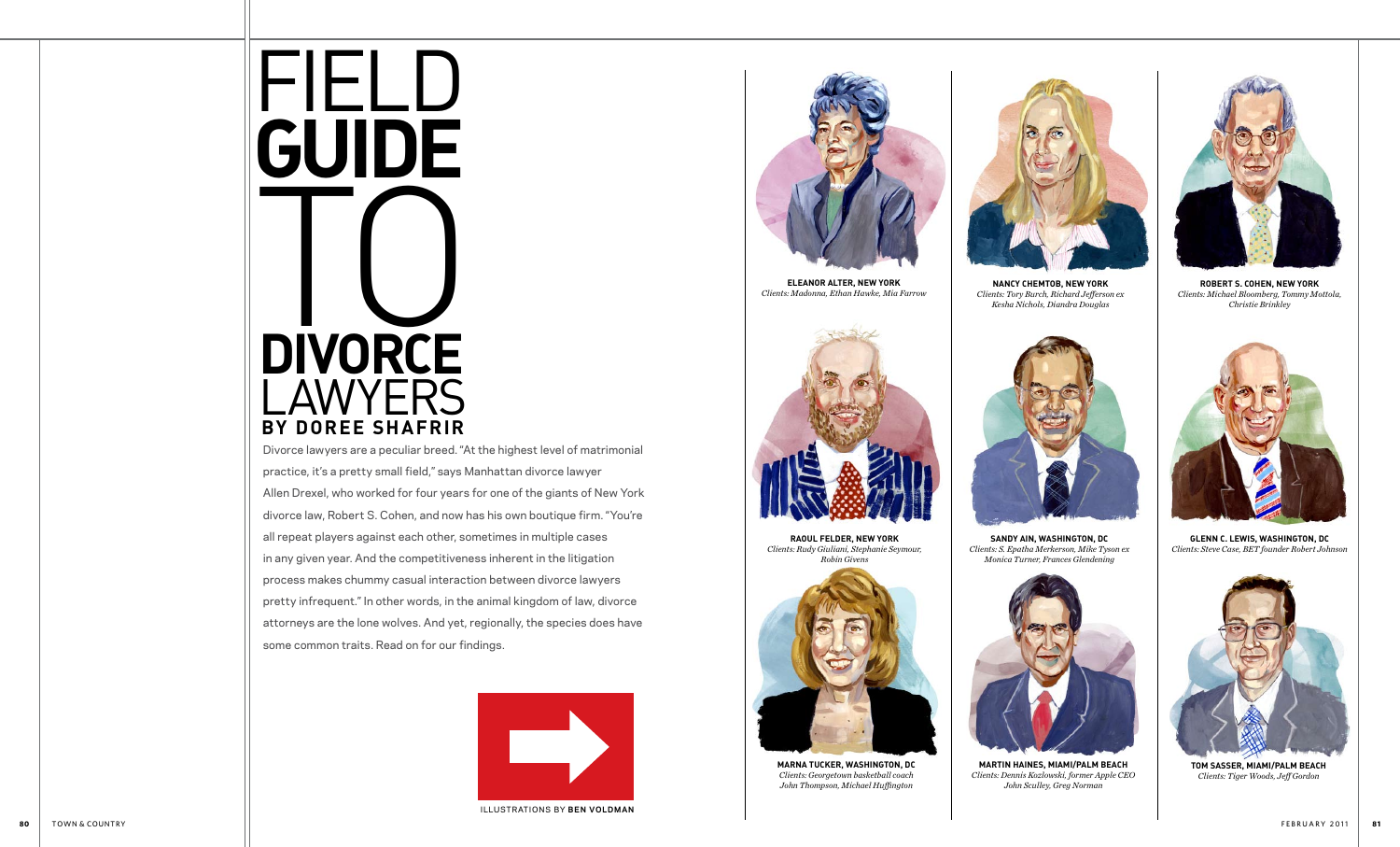# FIELD GUIDE TO DIVORCE LAWYERS

**BY DOREE SHAFRIR**

Divorce lawyers are a peculiar breed. "At the highest level of matrimonial practice, it's a pretty small field," says Manhattan divorce lawyer Allen Drexel, who worked for four years for one of the giants of New York divorce law, Robert S. Cohen, and now has his own boutique firm. "You're all repeat players against each other, sometimes in multiple cases in any given year. And the competitiveness inherent in the litigation process makes chummy casual interaction between divorce lawyers pretty infrequent." In other words, in the animal kingdom of law, divorce attorneys are the lone wolves. And yet, regionally, the species does have some common traits. Read on for our findings.

ILLUSTRATIONS BY **BEN VOLDMAN**

**ELEANOR ALTER, NEW YORK**
*Clients: Madonna, Ethan Hawke, Mia Farrow*

**NANCY CHEMTOB, NEW YORK**
*Clients: Tory Burch, Richard Jefferson ex Kesha Nichols, Diandra Douglas*

**ROBERT S. COHEN, NEW YORK**
*Clients: Michael Bloomberg, Tommy Mottola, Christie Brinkley*

**RAOUL FELDER, NEW YORK**
*Clients: Rudy Giuliani, Stephanie Seymour, Robin Givens*

**SANDY AIN, WASHINGTON, DC**
*Clients: S. Epatha Merkerson, Mike Tyson ex Monica Turner, Frances Glendening*

**GLENN C. LEWIS, WASHINGTON, DC**
*Clients: Steve Case, BET founder Robert Johnson*

**MARNA TUCKER, WASHINGTON, DC**
*Clients: Georgetown basketball coach John Thompson, Michael Huffington*

**MARTIN HAINES, MIAMI/PALM BEACH**
*Clients: Dennis Kozlowski, former Apple CEO John Sculley, Greg Norman*

**TOM SASSER, MIAMI/PALM BEACH**
*Clients: Tiger Woods, Jeff Gordon*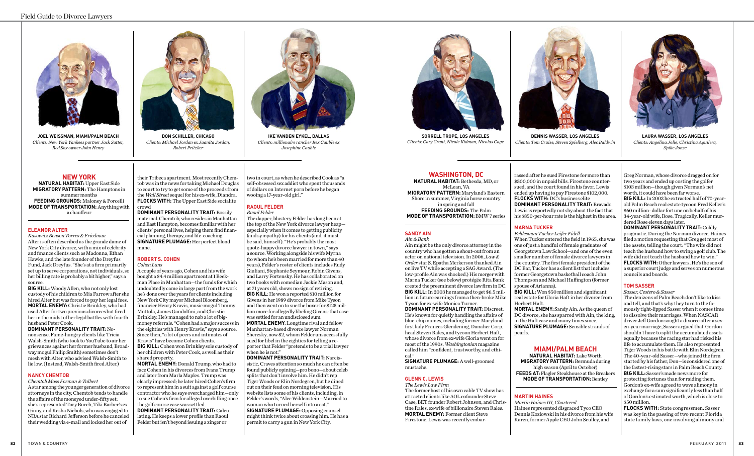JOEL WEISSMAN, MIAMI/PALM BEACH
*Clients: New York Yankees partner Jack Satter, Red Sox owner John Henry*

DON SCHILLER, CHICAGO
*Clients: Michael Jordan ex Juanita Jordan, Robert Pritzker*

IKE VANDEN EYKEL, DALLAS
*Clients: millionaire rancher Rex Cauble ex Josephine Cauble*

SORRELL TROPE, LOS ANGELES
*Clients: Cary Grant, Nicole Kidman, Nicolas Cage*

DENNIS WASSER, LOS ANGELES
*Clients: Tom Cruise, Steven Spielberg, Alec Baldwin*

LAURA WASSER, LOS ANGELES
*Clients: Angelina Jolie, Christina Aguilera, Spike Jonze*

## NEW YORK

**NATURAL HABITAT:** Upper East Side
**MIGRATORY PATTERN:** The Hamptons in summer months
**FEEDING GROUNDS:** Maloney & Porcelli
**MODE OF TRANSPORTATION:** Anything with a chauffeur

### ELEANOR ALTER

*Kasowitz Benson Torres & Friedman*

Alter is often described as the grande dame of New York City divorce, with a mix of celebrity and finance clients such as Madonna, Ethan Hawke, and the late founder of the Dreyfus Fund, Jack Dreyfus. "She's at a firm primarily set up to serve corporations, not individuals, so her billing rate is probably a bit higher," says a source.

**BIG KILL:** Woody Allen, who not only lost custody of his children to Mia Farrow after she hired Alter but was forced to pay her legal fees.
**MORTAL ENEMY:** Christie Brinkley, who had used Alter for two previous divorces but fired her in the midst of her legal battles with fourth husband Peter Cook.
**DOMINANT PERSONALITY TRAIT:** No-nonsense. Fame-hungry clients like Tricia Walsh-Smith (who took to YouTube to air her grievances against her former husband, Broadway mogul Philip Smith) sometimes don't mesh with Alter, who advised Walsh-Smith to lie low. (Instead, Walsh-Smith fired Alter.)

### NANCY CHEMTOB

*Chemtob Moss Forman & Talbert*

A star among the younger generation of divorce attorneys in the city, Chemtob tends to handle the affairs of the moneyed under-fifty set: she's represented Tory Burch, Tiki Barber's ex Ginny, and Kesha Nichols, who was engaged to NBA star Richard Jefferson before he canceled their wedding via e-mail and locked her out of their Tribeca apartment. Most recently Chemtob was in the news for taking Michael Douglas to court to try to get some of the proceeds from the *Wall Street* sequel for his ex-wife, Diandra.
**FLOCKS WITH:** The Upper East Side socialite crowd
**DOMINANT PERSONALITY TRAIT:** Bossily maternal. Chemtob, who resides in Manhattan and East Hampton, becomes familiar with her clients' personal lives, helping them find financial planning, therapy, and life-coaching.
**SIGNATURE PLUMAGE:** Her perfect blond mane.

### ROBERT S. COHEN

*Cohen Lans*

A couple of years ago, Cohen and his wife bought a $4.4 million apartment at 1 Beekman Place in Manhattan—the funds for which undoubtedly came in large part from the work he's done over the years for clients including New York City mayor Michael Bloomberg, financier Henry Kravis, music mogul Tommy Mottola, James Gandolfini, and Christie Brinkley. He's managed to nab a lot of big-money referrals. "Cohen had a major success in the eighties with Henry Kravis," says a source. Since then, "a lot of peers and intimates of Kravis" have become Cohen clients.
**BIG KILL:** Cohen won Brinkley sole custody of her children with Peter Cook, as well as their shared property.
**MORTAL ENEMY:** Donald Trump, who had to face Cohen in his divorces from Ivana Trump and later from Marla Maples. Trump was clearly impressed; he later hired Cohen's firm to represent him in a suit against a golf course contractor who he says overcharged him—only to sue Cohen's firm for alleged overbilling once the golf course case was settled.
**DOMINANT PERSONALITY TRAIT:** Calculating. He keeps a lower profile than Raoul Felder but isn't beyond issuing a zinger or two in court, as when he described Cook as "a self-obsessed sex addict who spent thousands of dollars on Internet porn before he began wooing a 17-year-old girl."

### RAOUL FELDER

*Raoul Felder*

The dapper, blustery Felder has long been at the top of the New York divorce lawyer heap—especially when it comes to getting publicity (and sympathy) for his clients (and, it must be said, himself). "He's probably the most quote-happy divorce lawyer in town," says a source. Working alongside his wife Myrna (to whom he's been married for more than 40 years), Felder's roster of clients includes Rudy Giuliani, Stephanie Seymour, Robin Givens, and Larry Fortensky. He has collaborated on two books with comedian Jackie Mason and, at 71 years old, shows no sign of retiring.
**BIG KILL:** He won a reported $10 million for Givens in her 1989 divorce from Mike Tyson and then went on to sue the boxer for $125 million more for allegedly libeling Givens; that case was settled for an undisclosed sum.
**MORTAL ENEMY:** Longtime rival and fellow Manhattan-based divorce lawyer Norman Sheresky, now 82, whom Felder unsuccessfully sued for libel in the eighties for telling a reporter that Felder "pretends to be a trial lawyer when he is not."
**DOMINANT PERSONALITY TRAIT:** Narcissistic. Craves attention so much he can often be found publicly opining—pro bono—about celeb splits that don't involve him. He didn't rep Tiger Woods or Elin Nordegren, but he dined out on their feud on morning television. His website lists some of his clients, including, in Felder's words, "Alec Wildenstein—Married to woman who turned herself into a cat."
**SIGNATURE PLUMAGE:** Opposing counsel might think twice about crossing him. He has a permit to carry a gun in New York City.

## WASHINGTON, DC

**NATURAL HABITAT:** Bethesda, MD, or McLean, VA
**MIGRATORY PATTERN:** Maryland's Eastern Shore in summer, Virginia horse country in spring and fall
**FEEDING GROUNDS:** The Palm
**MODE OF TRANSPORTATION:** BMW 7 series

### SANDY AIN

*Ain & Bank*

Ain might be the only divorce attorney in the country who has gotten a shout-out from an actor on national television. In 2006, *Law & Order* star S. Epatha Merkerson thanked Ain on live TV while accepting a SAG Award. (The low-profile Ain was shocked.) His merger with Marna Tucker (see below) protégée Rita Bank created the preeminent divorce law firm in DC.
**BIG KILL:** In 2003 he managed to get $6.5 million in future earnings from a then-broke Mike Tyson for ex-wife Monica Turner.
**DOMINANT PERSONALITY TRAIT:** Discreet. He's known for quietly handling the affairs of blue-chip names, including former Maryland first lady Frances Glendening, Danaher Corp. head Steven Rales, and tycoon Herbert Haft, whose divorce from ex-wife Gloria went on for most of the 1990s. *Washingtonian* magazine called him "confident, trustworthy, and ethical."
**SIGNATURE PLUMAGE:** A well-groomed mustache.

### GLENN C. LEWIS

*The Lewis Law Firm*

The former host of his own cable TV show has attracted clients like AOL cofounder Steve Case, BET founder Robert Johnson, and Christine Rales, ex-wife of billionaire Steven Rales.
**MORTAL ENEMY:** Former client Steve Firestone. Lewis was recently embarrassed after he sued Firestone for more than $500,000 in unpaid bills. Firestone countersued, and the court found in his favor. Lewis ended up having to pay Firestone $102,000.
**FLOCKS WITH:** DC's business elite
**DOMINANT PERSONALITY TRAIT:** Bravado. Lewis is reportedly not shy about the fact that his $850-per-hour rate is the highest in the area.

### MARNA TUCKER

*Feldesman Tucker Leifer Fidell*

When Tucker entered the field in 1965, she was one of just a handful of female graduates of Georgetown Law School—and one of the even smaller number of female divorce lawyers in the country. The first female president of the DC Bar, Tucker has a client list that includes former Georgetown basketball coach John Thompson and Michael Huffington (former spouse of Arianna).
**BIG KILL:** Won $50 million and significant real estate for Gloria Haft in her divorce from Herbert Haft.
**MORTAL ENEMY:** Sandy Ain. As the queen of DC divorce, she has sparred with Ain, the king, in the Haft case and many times since.
**SIGNATURE PLUMAGE:** Sensible strands of pearls.

## MIAMI/PALM BEACH

**NATURAL HABITAT:** Lake Worth
**MIGRATORY PATTERN:** Bermuda during high season (April to October)
**FEEDS AT:** Flagler Steakhouse at the Breakers
**MODE OF TRANSPORTATION:** Bentley

### MARTIN HAINES

*Martin Haines III, Chartered*

Haines represented disgraced Tyco CEO Dennis Kozlowski in his divorce from his wife Karen, former Apple CEO John Sculley, and Greg Norman, whose divorce dragged on for two years and ended up costing the golfer $103 million—though given Norman's net worth, it could have been far worse.
**BIG KILL:** In 2003 he extracted half of 70-year-old Palm Beach real estate tycoon Fred Keller's $60 million–dollar fortune on behalf of his 34-year-old wife, Rose. Tragically, Keller murdered Rose eleven days later.
**DOMINANT PERSONALITY TRAIT:** Coldly pragmatic. During the Norman divorce, Haines filed a motion requesting that Greg get most of the assets, telling the court: "The wife did not teach the husband how to swing a golf club. The wife did not teach the husband how to win."
**FLOCKS WITH:** Other lawyers. He's the son of a superior court judge and serves on numerous councils and boards.

### TOM SASSER

*Sasser, Cestero & Sasser*

The denizens of Palm Beach don't like to kiss and tell, and that's why they turn to the famously tight-lipped Sasser when it comes time to dissolve their marriages. When NASCAR driver Jeff Gordon sought a divorce after a seven-year marriage, Sasser argued that Gordon shouldn't have to split the accumulated assets equally because the racing star had risked his life to accumulate them. He also represented Tiger Woods in his battle with Elin Nordegren. The 40-year-old Sasser—who joined the firm started by his father, Don—is considered one of the fastest-rising stars in Palm Beach County.
**BIG KILL:** Sasser's made news more for protecting fortunes than for raiding them. Gordon's ex-wife agreed to wave alimony in exchange for a sum significantly less than half of Gordon's estimated worth, which is close to $50 million.
**FLOCKS WITH:** State congressmen. Sasser was key in the passing of two recent Florida state family laws, one involving alimony and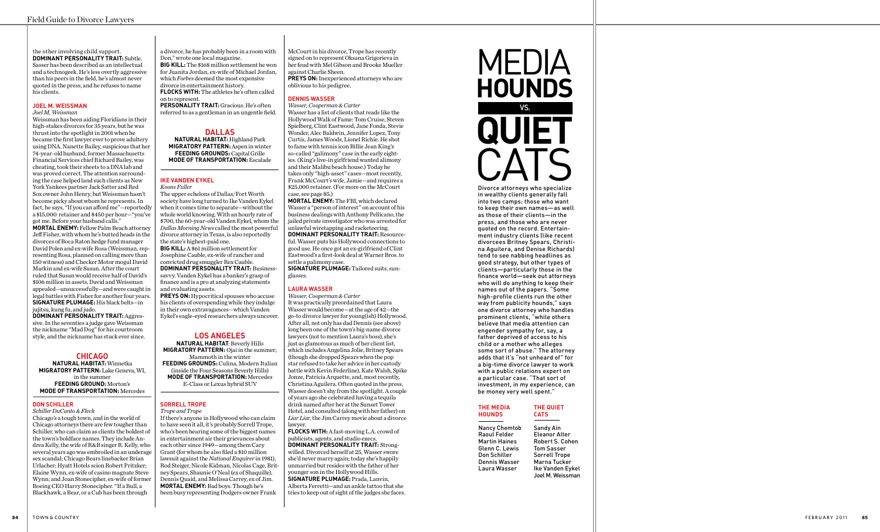the other involving child support.
**DOMINANT PERSONALITY TRAIT:** Subtle. Sasser has been described as an intellectual and a technogeek. He's less overtly aggressive than his peers in the field, he's almost never quoted in the press, and he refuses to name his clients.

### JOEL M. WEISSMAN
*Joel M. Weissman*

Weissman has been aiding Floridians in their high-stakes divorces for 35 years, but he was thrust into the spotlight in 2001 when he became the first lawyer ever to prove adultery using DNA. Nanette Bailey, suspicious that her 74-year-old husband, former Massachusetts Financial Services chief Richard Bailey, was cheating, took their sheets to a DNA lab and was proved correct. The attention surrounding the case helped land such clients as New York Yankees partner Jack Satter and Red Sox owner John Henry, but Weissman hasn't become picky about whom he represents. In fact, he says, "If you can afford me"—reportedly a $15,000 retainer and $450 per hour—"you've got me. Before your husband calls."
**MORTAL ENEMY:** Fellow Palm Beach attorney Jeff Fisher, with whom he's butted heads in the divorces of Boca Raton hedge fund manager David Polen and ex-wife Rosa (Weissman, representing Rosa, planned on calling more than 150 witnesses) and Checker Motor mogul David Markin and ex-wife Susan. After the court ruled that Susan would receive half of David's $106 million in assets, David and Weissman appealed—unsuccessfully—and were caught in legal battles with Fisher for another four years.
**SIGNATURE PLUMAGE:** His black belts—in jujitsu, kung fu, and judo.
**DOMINANT PERSONALITY TRAIT:** Aggressive. In the seventies a judge gave Weissman the nickname "Mad Dog" for his courtroom style, and the nickname has stuck ever since.

## CHICAGO
**NATURAL HABITAT:** Winnetka
**MIGRATORY PATTERN:** Lake Geneva, WI, in the summer
**FEEDING GROUND:** Morton's
**MODE OF TRANSPORTATION:** Mercedes

### DON SCHILLER
*Schiller DuCanto & Fleck*

Chicago's a tough town, and in the world of Chicago attorneys there are few tougher than Schiller, who can claim as clients the boldest of the town's boldface names. They include Andrea Kelly, the wife of R&B singer R. Kelly, who several years ago was embroiled in an underage sex scandal; Chicago Bears linebacker Brian Urlacher; Hyatt Hotels scion Robert Pritzker; Elaine Wynn, ex-wife of casino magnate Steve Wynn; and Joan Stonecipher, ex-wife of former Boeing CEO Harry Stonecipher. "If a Bull, a Blackhawk, a Bear, or a Cub has been through a divorce, he has probably been in a room with Don," wrote one local magazine.
**BIG KILL:** The $168 million settlement he won for Juanita Jordan, ex-wife of Michael Jordan, which *Forbes* deemed the most expensive divorce in entertainment history.
**FLOCKS WITH:** The athletes he's often called on to represent.
**PERSONALITY TRAIT:** Gracious. He's often referred to as a gentleman in an ungentle field.

## DALLAS
**NATURAL HABITAT:** Highland Park
**MIGRATORY PATTERN:** Aspen in winter
**FEEDING GROUNDS:** Capital Grille
**MODE OF TRANSPORTATION:** Escalade

### IKE VANDEN EYKEL
*Koons Fuller*

The upper echelons of Dallas/Fort Worth society have long turned to Ike Vanden Eykel when it comes time to separate—without the whole world knowing. With an hourly rate of $700, the 60-year-old Vanden Eykel, whom the *Dallas Morning News* called the most powerful divorce attorney in Texas, is also reportedly the state's highest-paid one.
**BIG KILL:** A $61 million settlement for Josephine Cauble, ex-wife of rancher and convicted drug smuggler Rex Cauble.
**DOMINANT PERSONALITY TRAIT:** Business-savvy. Vanden Eykel has a banker's grasp of finance and is a pro at analyzing statements and evaluating assets.
**PREYS ON:** Hypocritical spouses who accuse his clients of overspending while they indulge in their own extravagances—which Vanden Eykel's eagle-eyed researchers always uncover.

## LOS ANGELES
**NATURAL HABITAT:** Beverly Hills
**MIGRATORY PATTERN:** Ojai in the summer; Mammoth in the winter
**FEEDING GROUNDS:** Culina, Modern Italian (inside the Four Seasons Beverly Hills)
**MODE OF TRANSPORTATION:** Mercedes E-Class or Lexus hybrid SUV

### SORRELL TROPE
*Trope and Trope*

If there's anyone in Hollywood who can claim to have seen it all, it's probably Sorrell Trope, who's been hearing some of the biggest names in entertainment air their grievances about each other since 1949—among them Cary Grant (for whom he also filed a $10 million lawsuit against the *National Enquirer* in 1981), Rod Steiger, Nicole Kidman, Nicolas Cage, Britney Spears, Shaunie O'Neal (ex of Shaquille), Dennis Quaid, and Melissa Carrey, ex of Jim.
**MORTAL ENEMY:** Bad boys. Though he's been busy representing Dodgers owner Frank McCourt in his divorce, Trope has recently signed on to represent Oksana Grigorieva in her feud with Mel Gibson and Brooke Mueller against Charlie Sheen.
**PREYS ON:** Inexperienced attorneys who are oblivious to his pedigree.

### DENNIS WASSER
*Wasser, Cooperman & Carter*

Wasser has a list of clients that reads like the Hollywood Walk of Fame: Tom Cruise, Steven Spielberg, Clint Eastwood, Jane Fonda, Stevie Wonder, Alec Baldwin, Jennifer Lopez, Tony Curtis, James Woods, Lionel Richie. He shot to fame with tennis icon Billie Jean King's so-called "galimony" case in the early eighties. (King's live-in girlfriend wanted alimony and their Malibu beach house.) Today he takes only "high-asset" cases—most recently, Frank McCourt's wife, Jamie—and requires a $25,000 retainer. (For more on the McCourt case, see page 85.)
**MORTAL ENEMY:** The FBI, which declared Wasser a "person of interest" on account of his business dealings with Anthony Pellicano, the jailed private investigator who was arrested for unlawful wiretapping and racketeering.
**DOMINANT PERSONALITY TRAIT:** Resourceful. Wasser puts his Hollywood connections to good use. He once got an ex-girlfriend of Clint Eastwood's a first-look deal at Warner Bros. to settle a palimony case.
**SIGNATURE PLUMAGE:** Tailored suits, sunglasses.

### LAURA WASSER
*Wasser, Cooperman & Carter*

It was practically preordained that Laura Wasser would become—at the age of 42—the go-to divorce lawyer for young(ish) Hollywood. After all, not only has dad Dennis (see above) long been one of the town's big-name divorce lawyers (not to mention Laura's boss), she's just as glamorous as much of her client list, which includes Angelina Jolie, Britney Spears (though she dropped Spears when the pop star refused to take her advice in her custody battle with Kevin Federline), Kate Walsh, Spike Jonze, Patricia Arquette, and, most recently, Christina Aguilera. Often quoted in the press, Wasser doesn't shy from the spotlight. A couple of years ago she celebrated having a tequila drink named after her at the Sunset Tower Hotel, and consulted (along with her father) on *Liar Liar*, the Jim Carrey movie about a divorce lawyer.
**FLOCKS WITH:** A fast-moving L.A. crowd of publicists, agents, and studio execs.
**DOMINANT PERSONALITY TRAIT:** Strong-willed. Divorced herself at 25, Wasser swore she'd never marry again; today she's happily unmarried but resides with the father of her younger son in the Hollywood Hills.
**SIGNATURE PLUMAGE:** Prada, Lanvin, Alberta Ferretti—and an ankle tattoo that she tries to keep out of sight of the judges she faces.

# MEDIA HOUNDS VS. QUIET CATS

Divorce attorneys who specialize in wealthy clients generally fall into two camps: those who want to keep their own names—as well as those of their clients—in the press, and those who are never quoted on the record. Entertainment industry clients (like recent divorcees Britney Spears, Christina Aguilera, and Denise Richards) tend to see nabbing headlines as good strategy, but other types of clients—particularly those in the finance world—seek out attorneys who will do anything to keep their names out of the papers. "Some high-profile clients run the other way from publicity hounds," says one divorce attorney who handles prominent clients, "while others believe that media attention can engender sympathy for, say, a father deprived of access to his child or a mother who alleges some sort of abuse." The attorney adds that it's "not unheard of" for a big-time divorce lawyer to work with a public relations expert on a particular case. "That sort of investment, in my experience, can be money very well spent."

| THE MEDIA HOUNDS | THE QUIET CATS |
|---|---|
| Nancy Chemtob | Sandy Ain |
| Raoul Felder | Eleanor Alter |
| Martin Haines | Robert S. Cohen |
| Glenn C. Lewis | Tom Sasser |
| Don Schiller | Sorrell Trope |
| Dennis Wasser | Marna Tucker |
| Laura Wasser | Ike Vanden Eykel |
| | Joel M. Weissman |